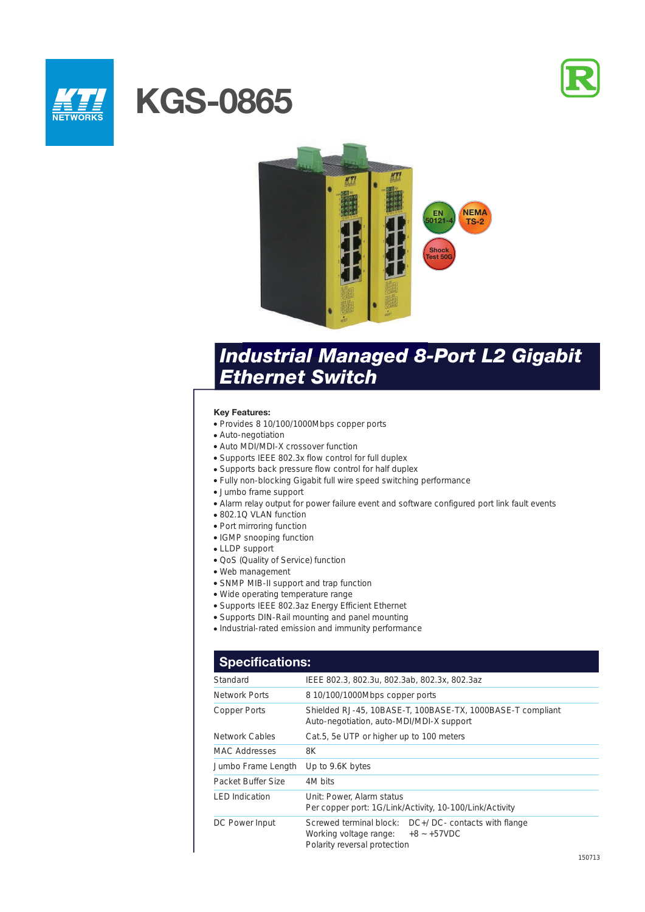# KGS-0865

## Industrial Managed 8-Port L2 Gigabit Ethernet Switch

**Key Features:**

- Provides 8 10/100/1000Mbps copper ports
- Auto-negotiation
- Auto MDI/MDI-X crossover function
- Supports IEEE 802.3x flow control for full duplex
- Supports back pressure flow control for half duplex
- Fully non-blocking Gigabit full wire speed switching performance
- Jumbo frame support
- Alarm relay output for power failure event and software configured port link fault events
- 802.1Q VLAN function
- Port mirroring function
- IGMP snooping function
- LLDP support
- QoS (Quality of Service) function
- Web management
- SNMP MIB-II support and trap function
- Wide operating temperature range
- Supports IEEE 802.3az Energy Efficient Ethernet
- Supports DIN-Rail mounting and panel mounting
- Industrial-rated emission and immunity performance

## Specifications:

| | |
|---|---|
| Standard | IEEE 802.3, 802.3u, 802.3ab, 802.3x, 802.3az |
| Network Ports | 8 10/100/1000Mbps copper ports |
| Copper Ports | Shielded RJ-45, 10BASE-T, 100BASE-TX, 1000BASE-T compliant<br>Auto-negotiation, auto-MDI/MDI-X support |
| Network Cables | Cat.5, 5e UTP or higher up to 100 meters |
| MAC Addresses | 8K |
| Jumbo Frame Length | Up to 9.6K bytes |
| Packet Buffer Size | 4M bits |
| LED Indication | Unit: Power, Alarm status<br>Per copper port: 1G/Link/Activity, 10-100/Link/Activity |
| DC Power Input | Screwed terminal block: DC+/ DC- contacts with flange<br>Working voltage range: +8 ~ +57VDC<br>Polarity reversal protection |

150713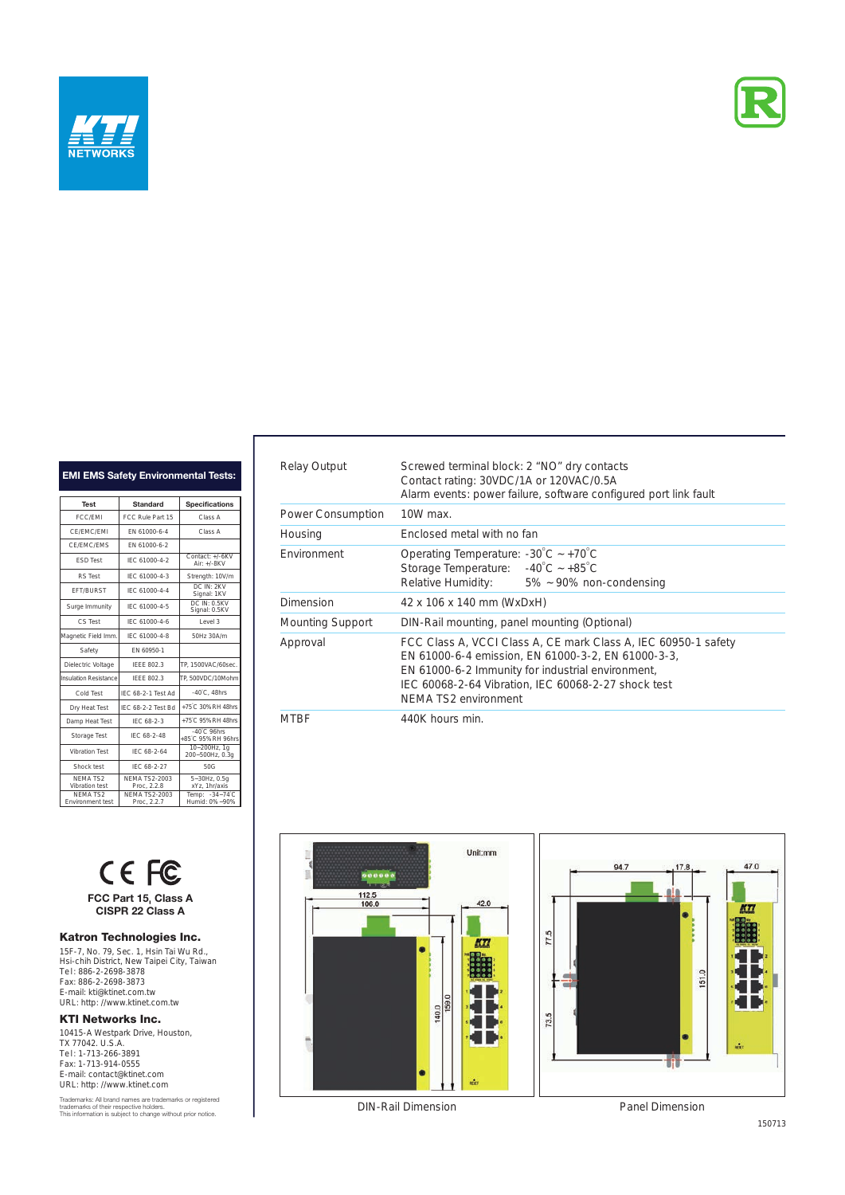## EMI EMS Safety Environmental Tests:

| Test | Standard | Specifications |
|---|---|---|
| FCC/EMI | FCC Rule Part 15 | Class A |
| CE/EMC/EMI | EN 61000-6-4 | Class A |
| CE/EMC/EMS | EN 61000-6-2 | |
| ESD Test | IEC 61000-4-2 | Contact: +/-6KV Air: +/-8KV |
| RS Test | IEC 61000-4-3 | Strength: 10V/m |
| EFT/BURST | IEC 61000-4-4 | DC IN: 2KV Signal: 1KV |
| Surge Immunity | IEC 61000-4-5 | DC IN: 0.5KV Signal: 0.5KV |
| CS Test | IEC 61000-4-6 | Level 3 |
| Magnetic Field Imm. | IEC 61000-4-8 | 50Hz 30A/m |
| Safety | EN 60950-1 | |
| Dielectric Voltage | IEEE 802.3 | TP, 1500VAC/60sec. |
| Insulation Resistance | IEEE 802.3 | TP, 500VDC/10Mohm |
| Cold Test | IEC 68-2-1 Test Ad | -40C, 48hrs |
| Dry Heat Test | IEC 68-2-2 Test Bd | +75C 30% RH 48hrs |
| Damp Heat Test | IEC 68-2-3 | +75C 95% RH 48hrs |
| Storage Test | IEC 68-2-48 | -40 C 96hrs +85 C 95% RH 96hrs |
| Vibration Test | IEC 68-2-64 | 10~200Hz, 1g 200~500Hz, 0.3g |
| Shock test | IEC 68-2-27 | 50G |
| NEMA TS2 Vibration test | NEMA TS2-2003 Proc, 2.2.8 | 5~30Hz, 0.5g xYz, 1hr/axis |
| NEMA TS2 Environment test | NEMA TS2-2003 Proc, 2.2.7 | Temp: -34~74 C Humid: 0% ~90% |

| | |
|---|---|
| Relay Output | Screwed terminal block: 2 "NO" dry contacts<br>Contact rating: 30VDC/1A or 120VAC/0.5A<br>Alarm events: power failure, software configured port link fault |
| Power Consumption | 10W max. |
| Housing | Enclosed metal with no fan |
| Environment | Operating Temperature: -30°C ~ +70°C<br>Storage Temperature: -40°C ~ +85°C<br>Relative Humidity: 5% ~90% non-condensing |
| Dimension | 42 x 106 x 140 mm (WxDxH) |
| Mounting Support | DIN-Rail mounting, panel mounting (Optional) |
| Approval | FCC Class A, VCCI Class A, CE mark Class A, IEC 60950-1 safety<br>EN 61000-6-4 emission, EN 61000-3-2, EN 61000-3-3,<br>EN 61000-6-2 Immunity for industrial environment,<br>IEC 60068-2-64 Vibration, IEC 60068-2-27 shock test<br>NEMA TS2 environment |
| MTBF | 440K hours min. |

FCC Part 15, Class A
CISPR 22 Class A

### Katron Technologies Inc.

15F-7, No. 79, Sec. 1, Hsin Tai Wu Rd.,
Hsi-chih District, New Taipei City, Taiwan
Tel: 886-2-2698-3878
Fax: 886-2-2698-3873
E-mail: kti@ktinet.com.tw
URL: http: //www.ktinet.com.tw

### KTI Networks Inc.

10415-A Westpark Drive, Houston,
TX 77042. U.S.A.
Tel: 1-713-266-3891
Fax: 1-713-914-0555
E-mail: contact@ktinet.com
URL: http: //www.ktinet.com

Trademarks: All brand names are trademarks or registered trademarks of their respective holders.
This information is subject to change without prior notice.

Unit:mm
112.5
106.0
42.0
140.0
159.0

DIN-Rail Dimension

94.7
17.8
47.0
77.5
73.5
151.0

Panel Dimension

150713